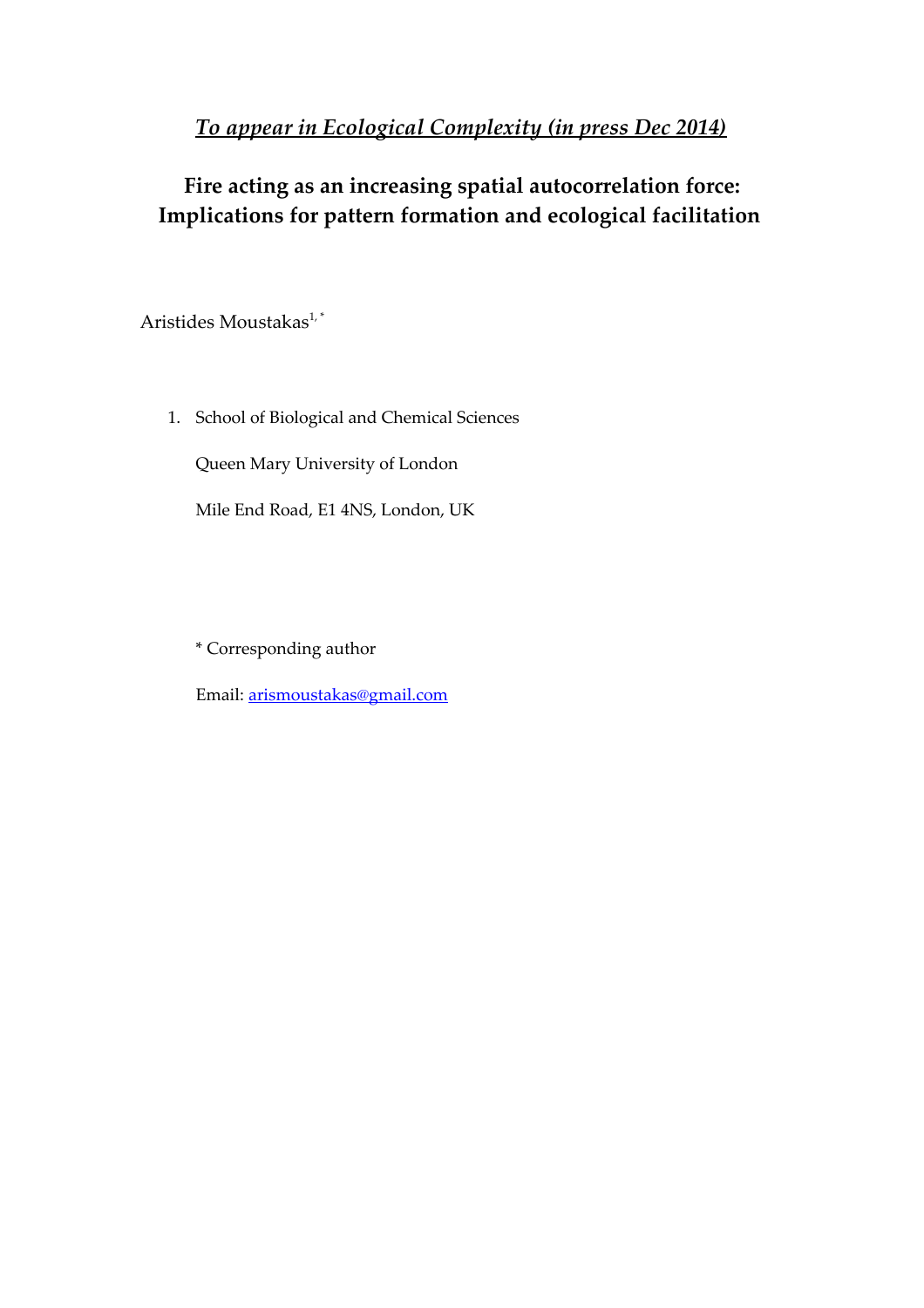*<u>To appear in Ecological Complexity (in press Dec 2014)</u>*

# Fire acting as an increasing spatial autocorrelation force: Implications for pattern formation and ecological facilitation

Aristides Moustakas[1,*]

1. School of Biological and Chemical Sciences

   Queen Mary University of London

   Mile End Road, E1 4NS, London, UK

\* Corresponding author

Email: arismoustakas@gmail.com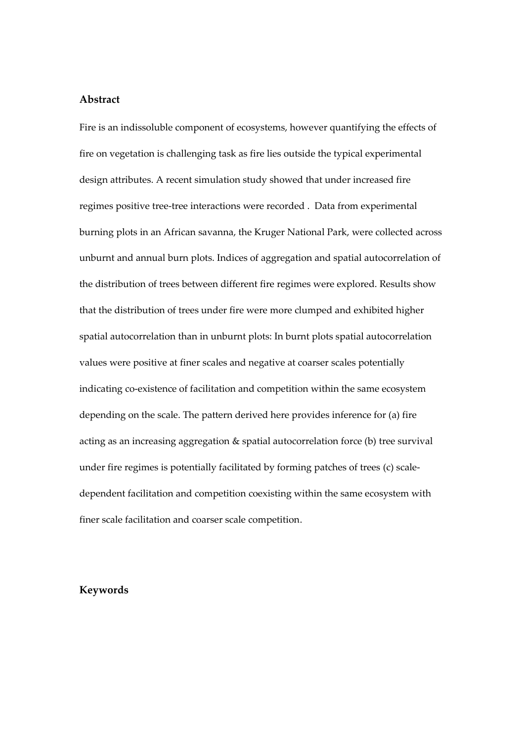**Abstract**

Fire is an indissoluble component of ecosystems, however quantifying the effects of fire on vegetation is challenging task as fire lies outside the typical experimental design attributes. A recent simulation study showed that under increased fire regimes positive tree-tree interactions were recorded . Data from experimental burning plots in an African savanna, the Kruger National Park, were collected across unburnt and annual burn plots. Indices of aggregation and spatial autocorrelation of the distribution of trees between different fire regimes were explored. Results show that the distribution of trees under fire were more clumped and exhibited higher spatial autocorrelation than in unburnt plots: In burnt plots spatial autocorrelation values were positive at finer scales and negative at coarser scales potentially indicating co-existence of facilitation and competition within the same ecosystem depending on the scale. The pattern derived here provides inference for (a) fire acting as an increasing aggregation & spatial autocorrelation force (b) tree survival under fire regimes is potentially facilitated by forming patches of trees (c) scale-dependent facilitation and competition coexisting within the same ecosystem with finer scale facilitation and coarser scale competition.

**Keywords**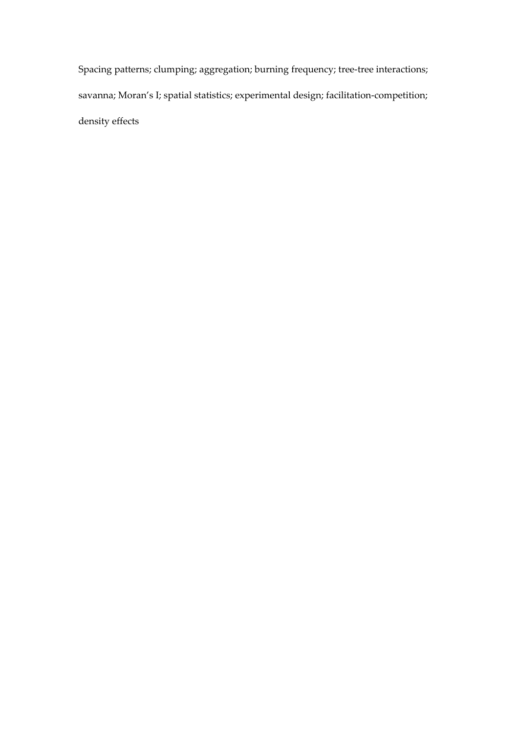Spacing patterns; clumping; aggregation; burning frequency; tree-tree interactions; savanna; Moran's I; spatial statistics; experimental design; facilitation-competition; density effects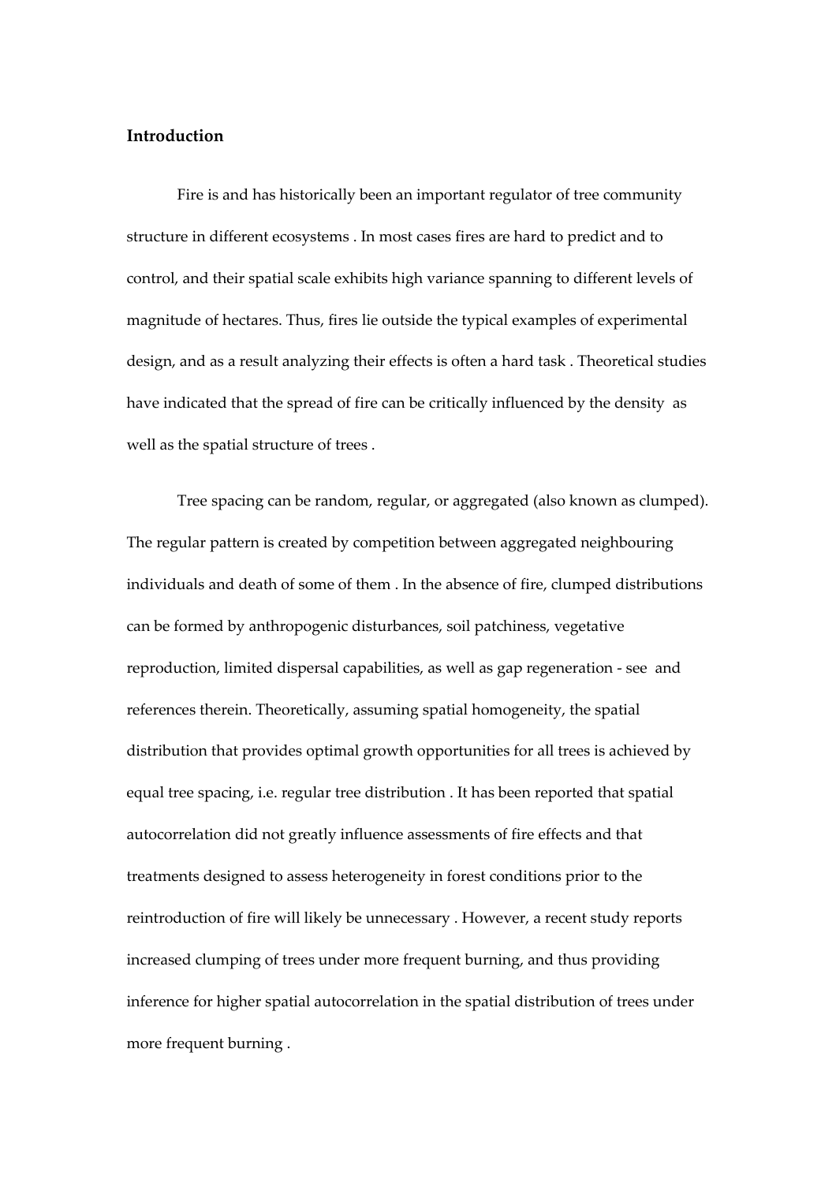## Introduction

Fire is and has historically been an important regulator of tree community structure in different ecosystems . In most cases fires are hard to predict and to control, and their spatial scale exhibits high variance spanning to different levels of magnitude of hectares. Thus, fires lie outside the typical examples of experimental design, and as a result analyzing their effects is often a hard task . Theoretical studies have indicated that the spread of fire can be critically influenced by the density as well as the spatial structure of trees .

Tree spacing can be random, regular, or aggregated (also known as clumped). The regular pattern is created by competition between aggregated neighbouring individuals and death of some of them . In the absence of fire, clumped distributions can be formed by anthropogenic disturbances, soil patchiness, vegetative reproduction, limited dispersal capabilities, as well as gap regeneration - see and references therein. Theoretically, assuming spatial homogeneity, the spatial distribution that provides optimal growth opportunities for all trees is achieved by equal tree spacing, i.e. regular tree distribution . It has been reported that spatial autocorrelation did not greatly influence assessments of fire effects and that treatments designed to assess heterogeneity in forest conditions prior to the reintroduction of fire will likely be unnecessary . However, a recent study reports increased clumping of trees under more frequent burning, and thus providing inference for higher spatial autocorrelation in the spatial distribution of trees under more frequent burning .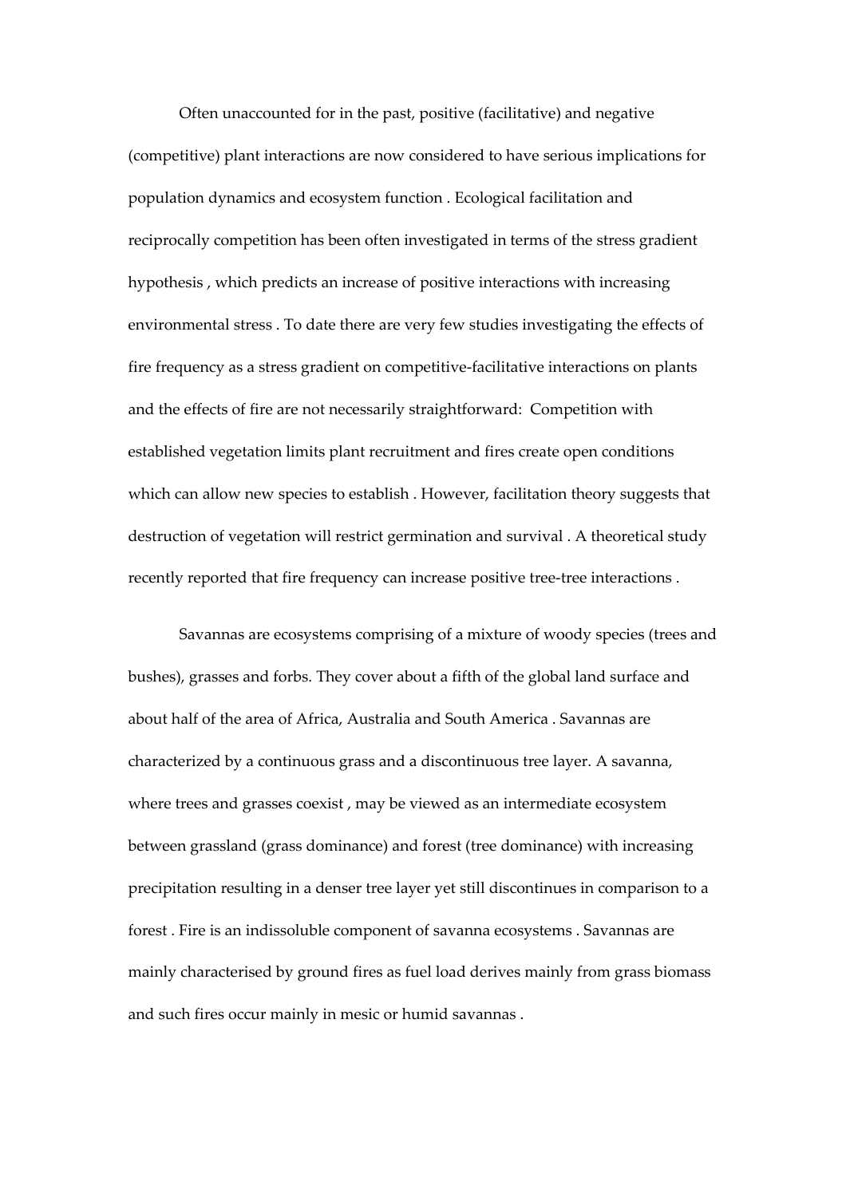Often unaccounted for in the past, positive (facilitative) and negative (competitive) plant interactions are now considered to have serious implications for population dynamics and ecosystem function . Ecological facilitation and reciprocally competition has been often investigated in terms of the stress gradient hypothesis , which predicts an increase of positive interactions with increasing environmental stress . To date there are very few studies investigating the effects of fire frequency as a stress gradient on competitive-facilitative interactions on plants and the effects of fire are not necessarily straightforward:  Competition with established vegetation limits plant recruitment and fires create open conditions which can allow new species to establish . However, facilitation theory suggests that destruction of vegetation will restrict germination and survival . A theoretical study recently reported that fire frequency can increase positive tree-tree interactions .

Savannas are ecosystems comprising of a mixture of woody species (trees and bushes), grasses and forbs. They cover about a fifth of the global land surface and about half of the area of Africa, Australia and South America . Savannas are characterized by a continuous grass and a discontinuous tree layer. A savanna, where trees and grasses coexist , may be viewed as an intermediate ecosystem between grassland (grass dominance) and forest (tree dominance) with increasing precipitation resulting in a denser tree layer yet still discontinues in comparison to a forest . Fire is an indissoluble component of savanna ecosystems . Savannas are mainly characterised by ground fires as fuel load derives mainly from grass biomass and such fires occur mainly in mesic or humid savannas .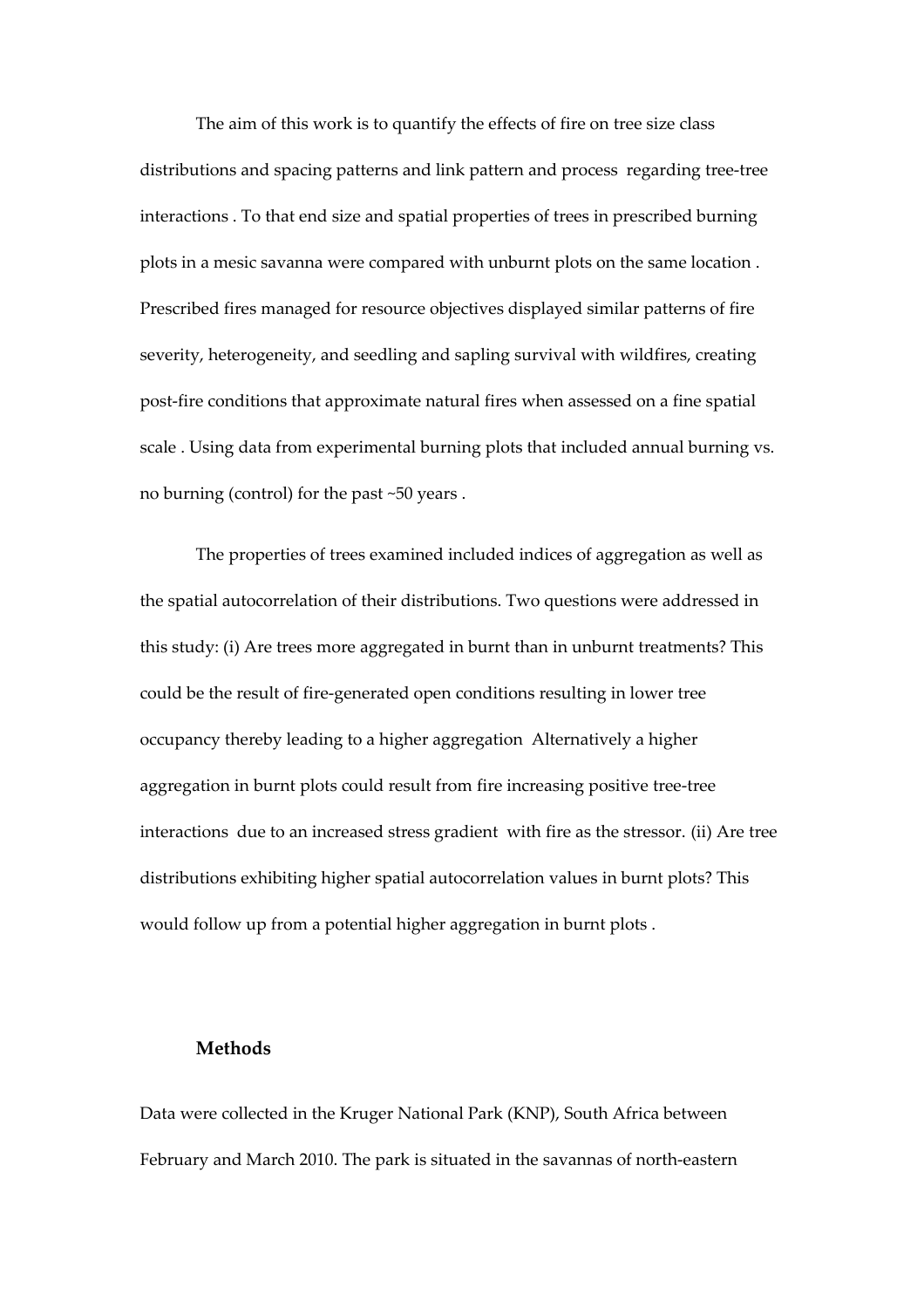The aim of this work is to quantify the effects of fire on tree size class distributions and spacing patterns and link pattern and process  regarding tree-tree interactions . To that end size and spatial properties of trees in prescribed burning plots in a mesic savanna were compared with unburnt plots on the same location . Prescribed fires managed for resource objectives displayed similar patterns of fire severity, heterogeneity, and seedling and sapling survival with wildfires, creating post-fire conditions that approximate natural fires when assessed on a fine spatial scale . Using data from experimental burning plots that included annual burning vs. no burning (control) for the past ~50 years .

The properties of trees examined included indices of aggregation as well as the spatial autocorrelation of their distributions. Two questions were addressed in this study: (i) Are trees more aggregated in burnt than in unburnt treatments? This could be the result of fire-generated open conditions resulting in lower tree occupancy thereby leading to a higher aggregation  Alternatively a higher aggregation in burnt plots could result from fire increasing positive tree-tree interactions  due to an increased stress gradient  with fire as the stressor. (ii) Are tree distributions exhibiting higher spatial autocorrelation values in burnt plots? This would follow up from a potential higher aggregation in burnt plots .

## Methods

Data were collected in the Kruger National Park (KNP), South Africa between February and March 2010. The park is situated in the savannas of north-eastern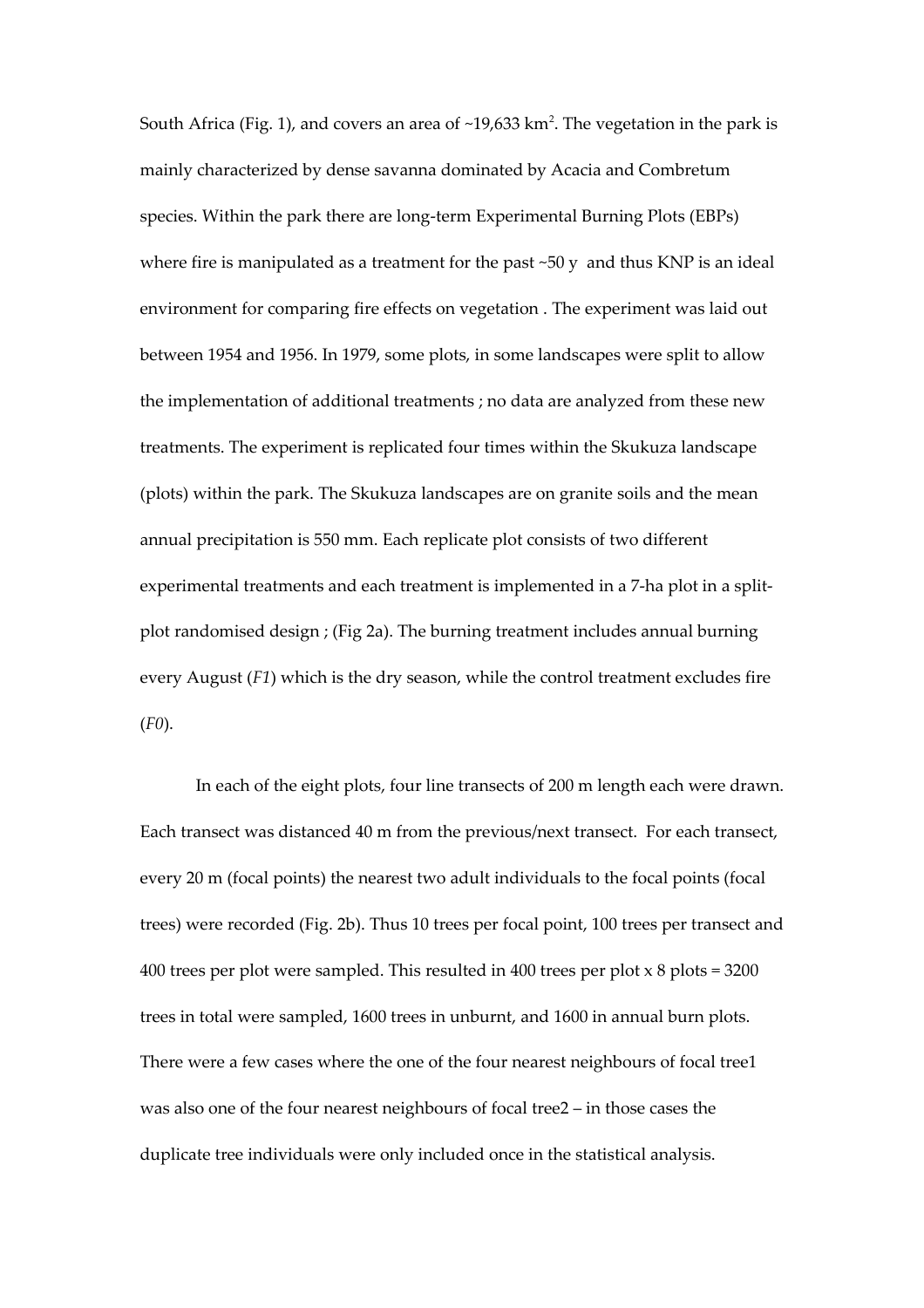South Africa (Fig. 1), and covers an area of ~19,633 km$^2$. The vegetation in the park is mainly characterized by dense savanna dominated by Acacia and Combretum species. Within the park there are long-term Experimental Burning Plots (EBPs) where fire is manipulated as a treatment for the past ~50 y and thus KNP is an ideal environment for comparing fire effects on vegetation . The experiment was laid out between 1954 and 1956. In 1979, some plots, in some landscapes were split to allow the implementation of additional treatments ; no data are analyzed from these new treatments. The experiment is replicated four times within the Skukuza landscape (plots) within the park. The Skukuza landscapes are on granite soils and the mean annual precipitation is 550 mm. Each replicate plot consists of two different experimental treatments and each treatment is implemented in a 7-ha plot in a split-plot randomised design ; (Fig 2a). The burning treatment includes annual burning every August (*F1*) which is the dry season, while the control treatment excludes fire (*F0*).

In each of the eight plots, four line transects of 200 m length each were drawn. Each transect was distanced 40 m from the previous/next transect. For each transect, every 20 m (focal points) the nearest two adult individuals to the focal points (focal trees) were recorded (Fig. 2b). Thus 10 trees per focal point, 100 trees per transect and 400 trees per plot were sampled. This resulted in 400 trees per plot x 8 plots = 3200 trees in total were sampled, 1600 trees in unburnt, and 1600 in annual burn plots. There were a few cases where the one of the four nearest neighbours of focal tree1 was also one of the four nearest neighbours of focal tree2 – in those cases the duplicate tree individuals were only included once in the statistical analysis.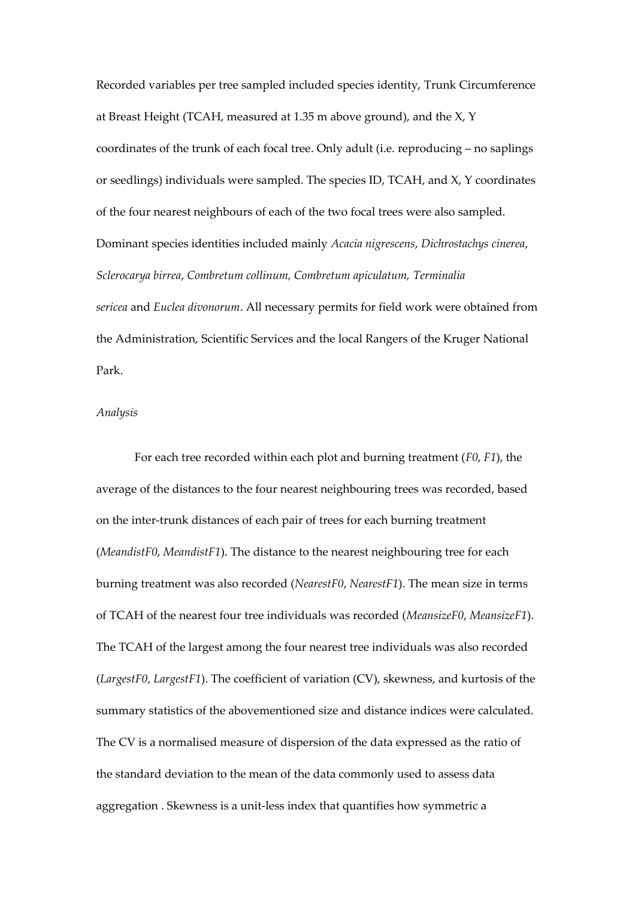Recorded variables per tree sampled included species identity, Trunk Circumference at Breast Height (TCAH, measured at 1.35 m above ground), and the X, Y coordinates of the trunk of each focal tree. Only adult (i.e. reproducing – no saplings or seedlings) individuals were sampled. The species ID, TCAH, and X, Y coordinates of the four nearest neighbours of each of the two focal trees were also sampled. Dominant species identities included mainly *Acacia nigrescens*, *Dichrostachys cinerea*, *Sclerocarya birrea*, *Combretum collinum, Combretum apiculatum, Terminalia sericea* and *Euclea divonorum*. All necessary permits for field work were obtained from the Administration, Scientific Services and the local Rangers of the Kruger National Park.

*Analysis*

For each tree recorded within each plot and burning treatment (*F0*, *F1*), the average of the distances to the four nearest neighbouring trees was recorded, based on the inter-trunk distances of each pair of trees for each burning treatment (*MeandistF0*, *MeandistF1*). The distance to the nearest neighbouring tree for each burning treatment was also recorded (*NearestF0*, *NearestF1*). The mean size in terms of TCAH of the nearest four tree individuals was recorded (*MeansizeF0*, *MeansizeF1*). The TCAH of the largest among the four nearest tree individuals was also recorded (*LargestF0*, *LargestF1*). The coefficient of variation (CV), skewness, and kurtosis of the summary statistics of the abovementioned size and distance indices were calculated. The CV is a normalised measure of dispersion of the data expressed as the ratio of the standard deviation to the mean of the data commonly used to assess data aggregation . Skewness is a unit-less index that quantifies how symmetric a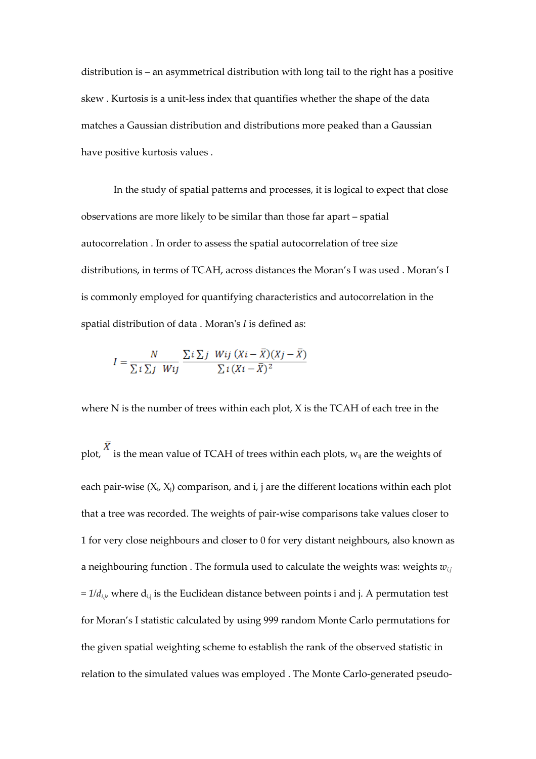distribution is – an asymmetrical distribution with long tail to the right has a positive skew . Kurtosis is a unit-less index that quantifies whether the shape of the data matches a Gaussian distribution and distributions more peaked than a Gaussian have positive kurtosis values .

In the study of spatial patterns and processes, it is logical to expect that close observations are more likely to be similar than those far apart – spatial autocorrelation . In order to assess the spatial autocorrelation of tree size distributions, in terms of TCAH, across distances the Moran's I was used . Moran's I is commonly employed for quantifying characteristics and autocorrelation in the spatial distribution of data . Moran's *I* is defined as:

$$I = \frac{N}{\sum i \sum j \ \ Wij} \frac{\sum i \sum j \ \ Wij \ (Xi - \bar{X})(Xj - \bar{X})}{\sum i \, (Xi - \bar{X})^2}$$

where N is the number of trees within each plot, X is the TCAH of each tree in the plot, $\bar{X}$ is the mean value of TCAH of trees within each plots, $w_{ij}$ are the weights of each pair-wise ($X_i$, $X_j$) comparison, and i, j are the different locations within each plot that a tree was recorded. The weights of pair-wise comparisons take values closer to 1 for very close neighbours and closer to 0 for very distant neighbours, also known as a neighbouring function . The formula used to calculate the weights was: weights $w_{i,j} = 1/d_{i,j}$, where $d_{i,j}$ is the Euclidean distance between points i and j. A permutation test for Moran's I statistic calculated by using 999 random Monte Carlo permutations for the given spatial weighting scheme to establish the rank of the observed statistic in relation to the simulated values was employed . The Monte Carlo-generated pseudo-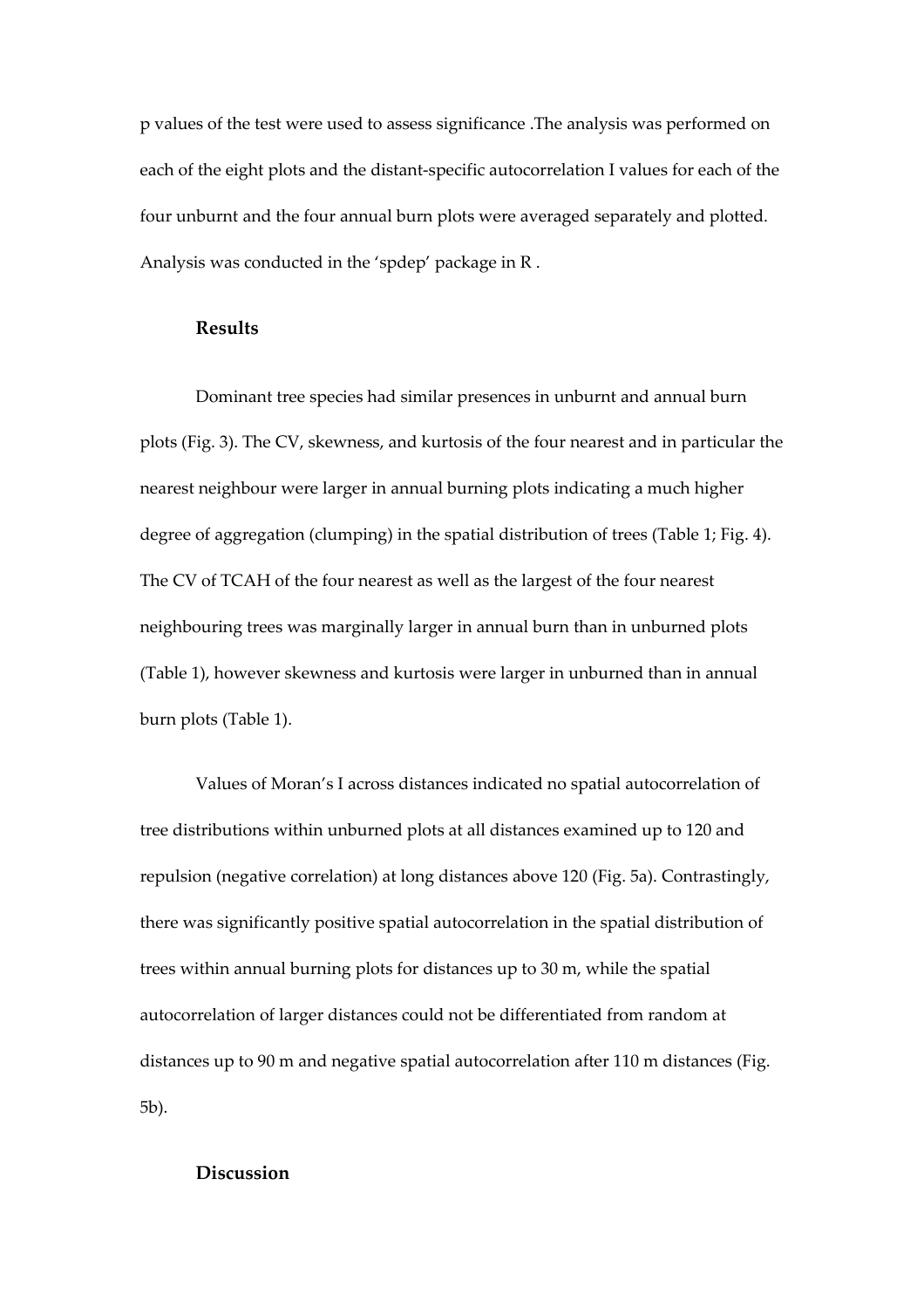p values of the test were used to assess significance .The analysis was performed on each of the eight plots and the distant-specific autocorrelation I values for each of the four unburnt and the four annual burn plots were averaged separately and plotted. Analysis was conducted in the 'spdep' package in R .

## Results

Dominant tree species had similar presences in unburnt and annual burn plots (Fig. 3). The CV, skewness, and kurtosis of the four nearest and in particular the nearest neighbour were larger in annual burning plots indicating a much higher degree of aggregation (clumping) in the spatial distribution of trees (Table 1; Fig. 4). The CV of TCAH of the four nearest as well as the largest of the four nearest neighbouring trees was marginally larger in annual burn than in unburned plots (Table 1), however skewness and kurtosis were larger in unburned than in annual burn plots (Table 1).

Values of Moran's I across distances indicated no spatial autocorrelation of tree distributions within unburned plots at all distances examined up to 120 and repulsion (negative correlation) at long distances above 120 (Fig. 5a). Contrastingly, there was significantly positive spatial autocorrelation in the spatial distribution of trees within annual burning plots for distances up to 30 m, while the spatial autocorrelation of larger distances could not be differentiated from random at distances up to 90 m and negative spatial autocorrelation after 110 m distances (Fig. 5b).

## Discussion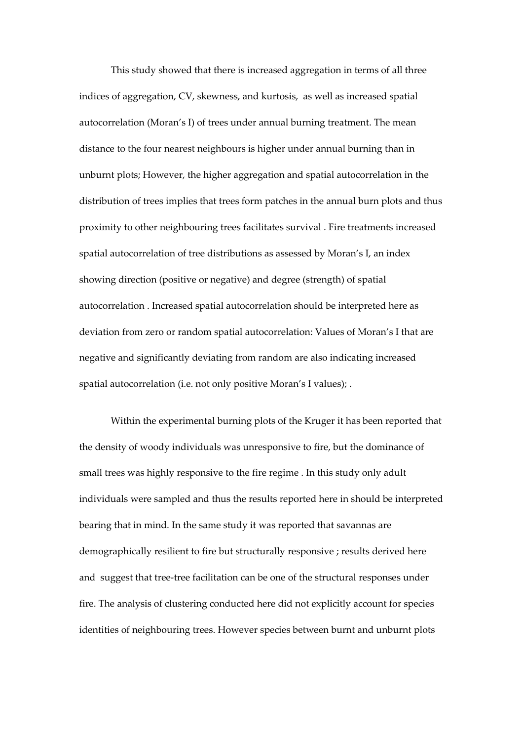This study showed that there is increased aggregation in terms of all three indices of aggregation, CV, skewness, and kurtosis, as well as increased spatial autocorrelation (Moran's I) of trees under annual burning treatment. The mean distance to the four nearest neighbours is higher under annual burning than in unburnt plots; However, the higher aggregation and spatial autocorrelation in the distribution of trees implies that trees form patches in the annual burn plots and thus proximity to other neighbouring trees facilitates survival . Fire treatments increased spatial autocorrelation of tree distributions as assessed by Moran's I, an index showing direction (positive or negative) and degree (strength) of spatial autocorrelation . Increased spatial autocorrelation should be interpreted here as deviation from zero or random spatial autocorrelation: Values of Moran's I that are negative and significantly deviating from random are also indicating increased spatial autocorrelation (i.e. not only positive Moran's I values); .

Within the experimental burning plots of the Kruger it has been reported that the density of woody individuals was unresponsive to fire, but the dominance of small trees was highly responsive to the fire regime . In this study only adult individuals were sampled and thus the results reported here in should be interpreted bearing that in mind. In the same study it was reported that savannas are demographically resilient to fire but structurally responsive ; results derived here and suggest that tree-tree facilitation can be one of the structural responses under fire. The analysis of clustering conducted here did not explicitly account for species identities of neighbouring trees. However species between burnt and unburnt plots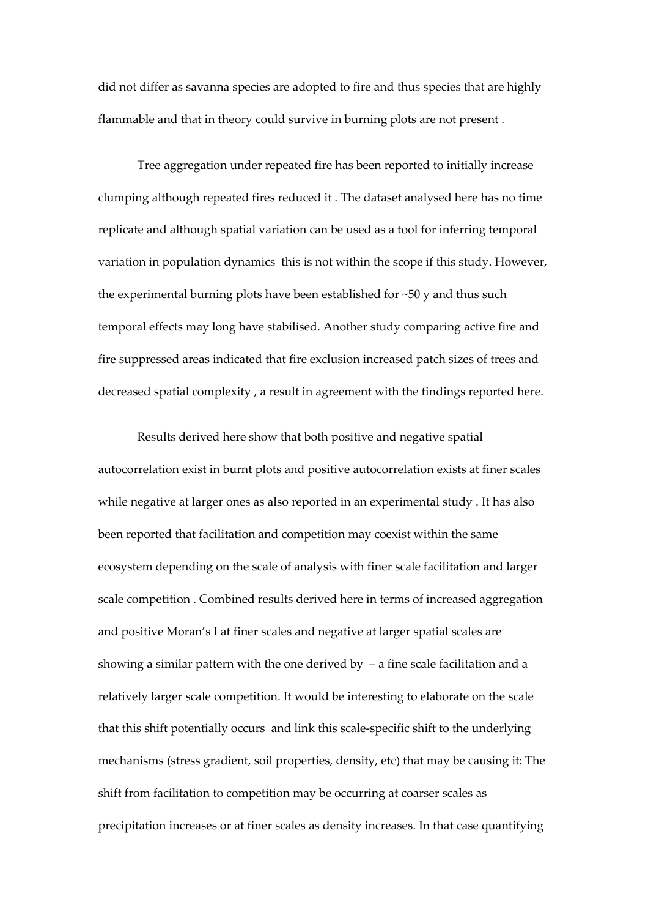did not differ as savanna species are adopted to fire and thus species that are highly flammable and that in theory could survive in burning plots are not present .

Tree aggregation under repeated fire has been reported to initially increase clumping although repeated fires reduced it . The dataset analysed here has no time replicate and although spatial variation can be used as a tool for inferring temporal variation in population dynamics  this is not within the scope if this study. However, the experimental burning plots have been established for ~50 y and thus such temporal effects may long have stabilised. Another study comparing active fire and fire suppressed areas indicated that fire exclusion increased patch sizes of trees and decreased spatial complexity , a result in agreement with the findings reported here.

Results derived here show that both positive and negative spatial autocorrelation exist in burnt plots and positive autocorrelation exists at finer scales while negative at larger ones as also reported in an experimental study . It has also been reported that facilitation and competition may coexist within the same ecosystem depending on the scale of analysis with finer scale facilitation and larger scale competition . Combined results derived here in terms of increased aggregation and positive Moran's I at finer scales and negative at larger spatial scales are showing a similar pattern with the one derived by  – a fine scale facilitation and a relatively larger scale competition. It would be interesting to elaborate on the scale that this shift potentially occurs  and link this scale-specific shift to the underlying mechanisms (stress gradient, soil properties, density, etc) that may be causing it: The shift from facilitation to competition may be occurring at coarser scales as precipitation increases or at finer scales as density increases. In that case quantifying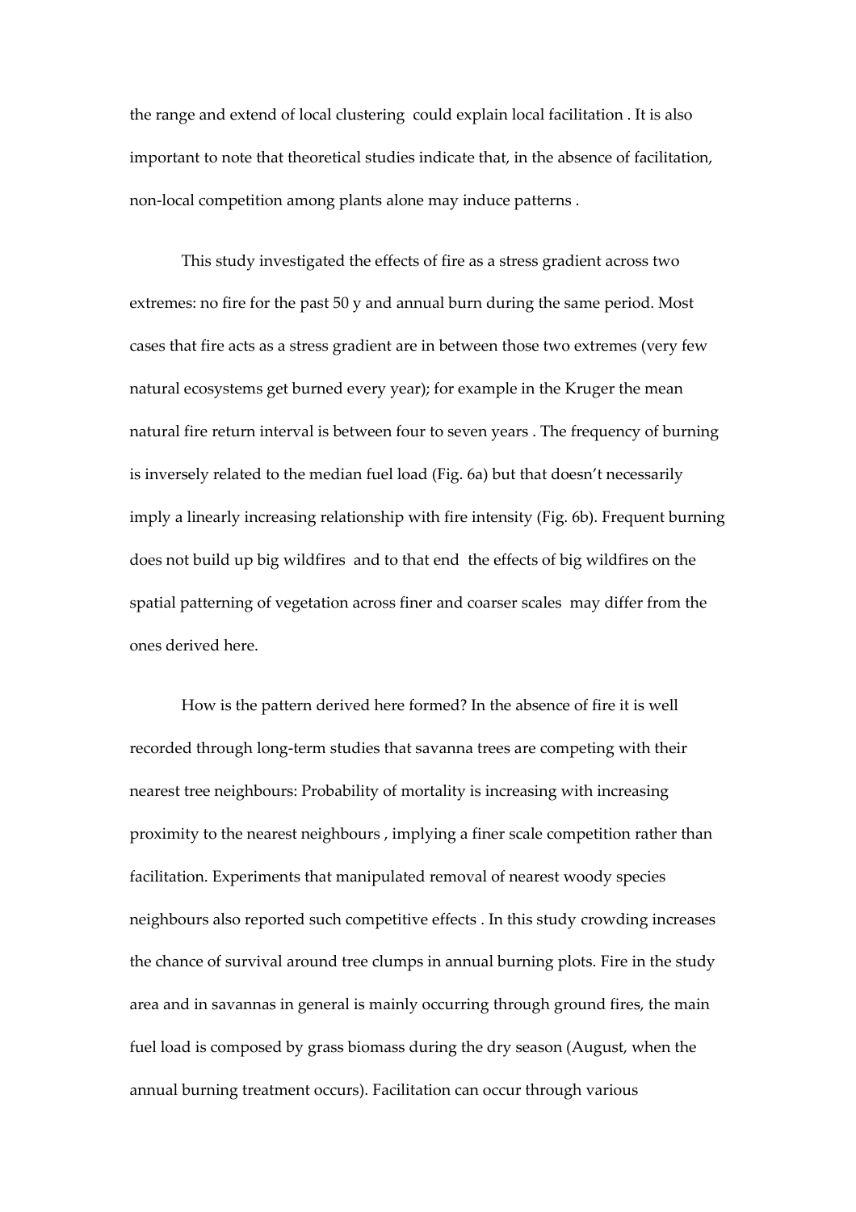the range and extend of local clustering could explain local facilitation . It is also important to note that theoretical studies indicate that, in the absence of facilitation, non-local competition among plants alone may induce patterns .

This study investigated the effects of fire as a stress gradient across two extremes: no fire for the past 50 y and annual burn during the same period. Most cases that fire acts as a stress gradient are in between those two extremes (very few natural ecosystems get burned every year); for example in the Kruger the mean natural fire return interval is between four to seven years . The frequency of burning is inversely related to the median fuel load (Fig. 6a) but that doesn't necessarily imply a linearly increasing relationship with fire intensity (Fig. 6b). Frequent burning does not build up big wildfires and to that end the effects of big wildfires on the spatial patterning of vegetation across finer and coarser scales may differ from the ones derived here.

How is the pattern derived here formed? In the absence of fire it is well recorded through long-term studies that savanna trees are competing with their nearest tree neighbours: Probability of mortality is increasing with increasing proximity to the nearest neighbours , implying a finer scale competition rather than facilitation. Experiments that manipulated removal of nearest woody species neighbours also reported such competitive effects . In this study crowding increases the chance of survival around tree clumps in annual burning plots. Fire in the study area and in savannas in general is mainly occurring through ground fires, the main fuel load is composed by grass biomass during the dry season (August, when the annual burning treatment occurs). Facilitation can occur through various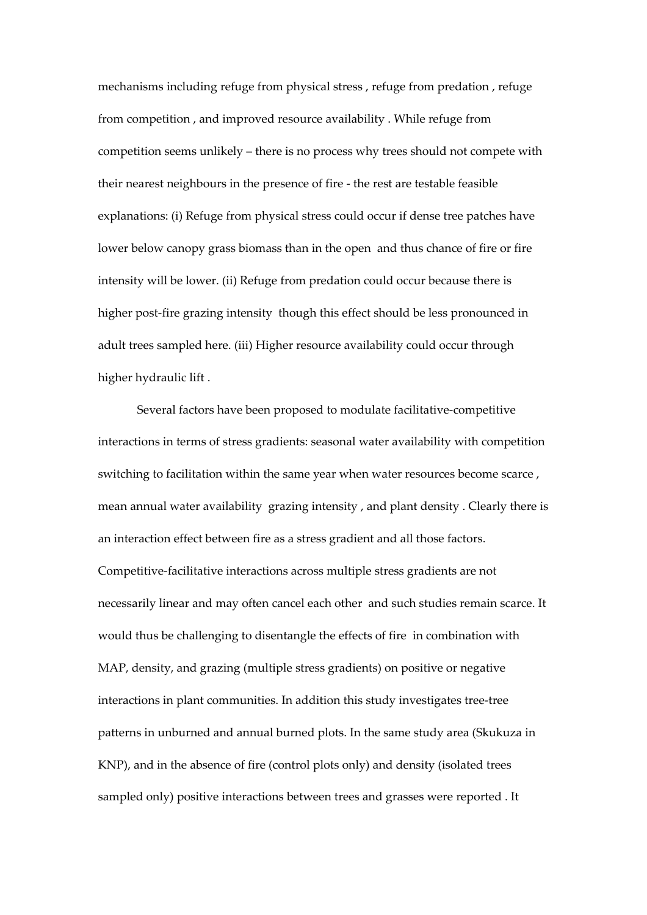mechanisms including refuge from physical stress , refuge from predation , refuge from competition , and improved resource availability . While refuge from competition seems unlikely – there is no process why trees should not compete with their nearest neighbours in the presence of fire - the rest are testable feasible explanations: (i) Refuge from physical stress could occur if dense tree patches have lower below canopy grass biomass than in the open  and thus chance of fire or fire intensity will be lower. (ii) Refuge from predation could occur because there is higher post-fire grazing intensity  though this effect should be less pronounced in adult trees sampled here. (iii) Higher resource availability could occur through higher hydraulic lift .

Several factors have been proposed to modulate facilitative-competitive interactions in terms of stress gradients: seasonal water availability with competition switching to facilitation within the same year when water resources become scarce , mean annual water availability  grazing intensity , and plant density . Clearly there is an interaction effect between fire as a stress gradient and all those factors. Competitive-facilitative interactions across multiple stress gradients are not necessarily linear and may often cancel each other  and such studies remain scarce. It would thus be challenging to disentangle the effects of fire  in combination with MAP, density, and grazing (multiple stress gradients) on positive or negative interactions in plant communities. In addition this study investigates tree-tree patterns in unburned and annual burned plots. In the same study area (Skukuza in KNP), and in the absence of fire (control plots only) and density (isolated trees sampled only) positive interactions between trees and grasses were reported . It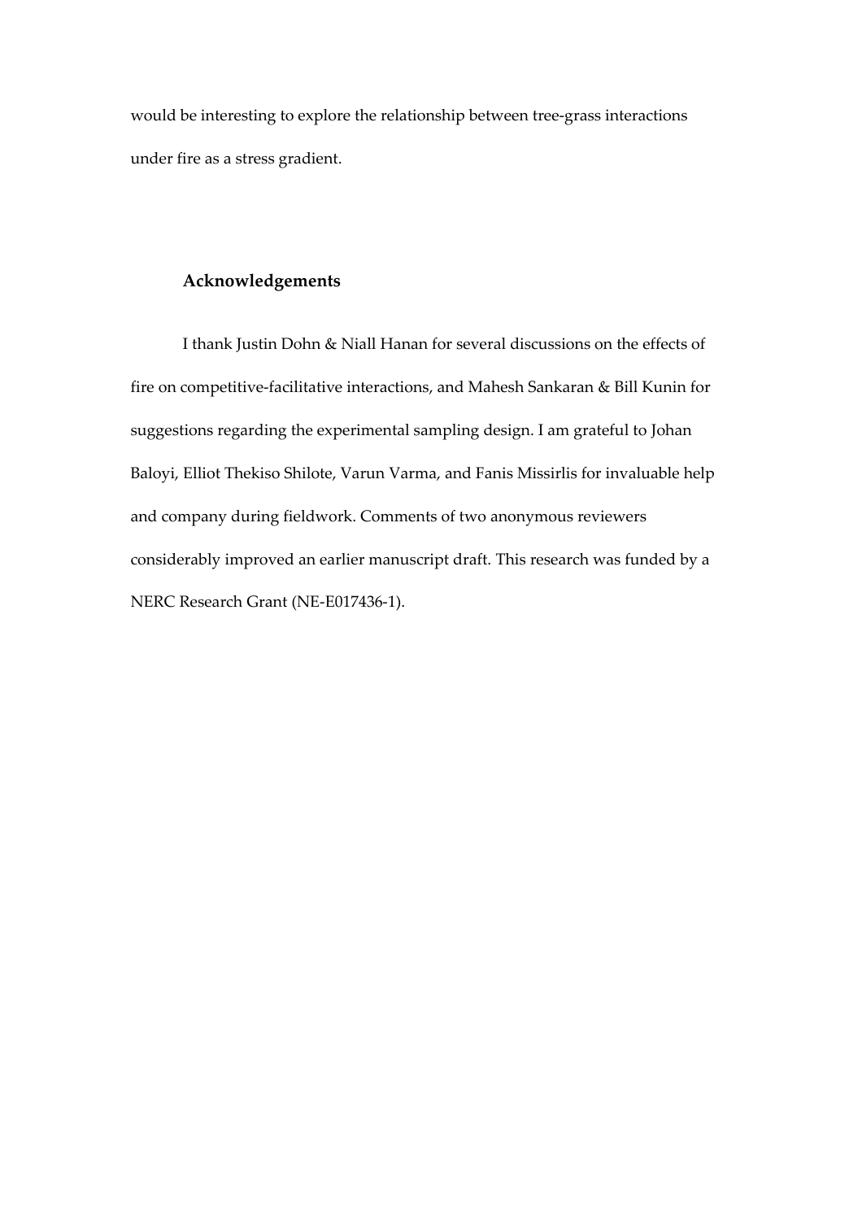would be interesting to explore the relationship between tree-grass interactions under fire as a stress gradient.

## Acknowledgements

I thank Justin Dohn & Niall Hanan for several discussions on the effects of fire on competitive-facilitative interactions, and Mahesh Sankaran & Bill Kunin for suggestions regarding the experimental sampling design. I am grateful to Johan Baloyi, Elliot Thekiso Shilote, Varun Varma, and Fanis Missirlis for invaluable help and company during fieldwork. Comments of two anonymous reviewers considerably improved an earlier manuscript draft. This research was funded by a NERC Research Grant (NE-E017436-1).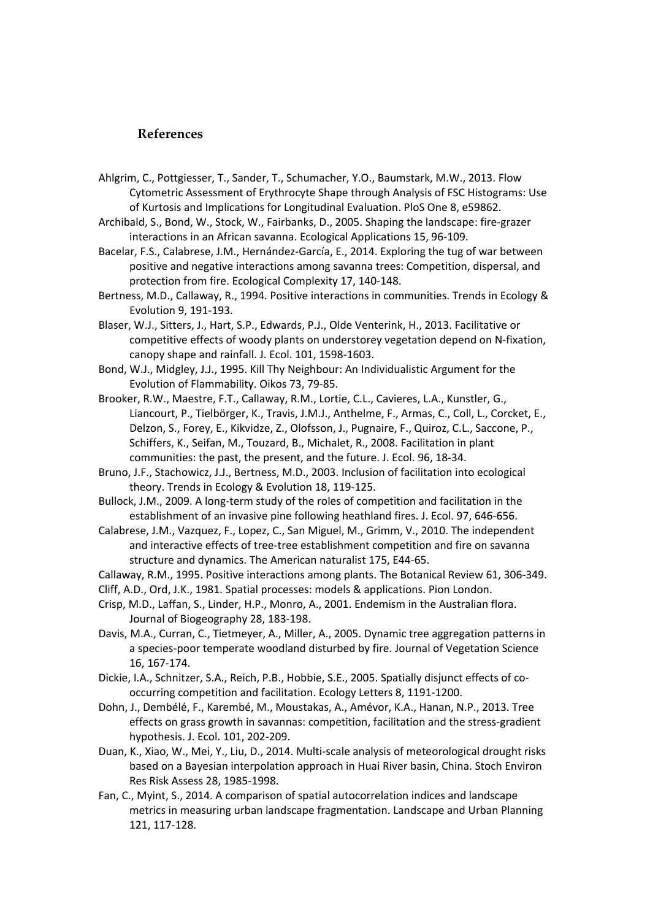## References

Ahlgrim, C., Pottgiesser, T., Sander, T., Schumacher, Y.O., Baumstark, M.W., 2013. Flow Cytometric Assessment of Erythrocyte Shape through Analysis of FSC Histograms: Use of Kurtosis and Implications for Longitudinal Evaluation. PloS One 8, e59862.

Archibald, S., Bond, W., Stock, W., Fairbanks, D., 2005. Shaping the landscape: fire-grazer interactions in an African savanna. Ecological Applications 15, 96-109.

Bacelar, F.S., Calabrese, J.M., Hernández-García, E., 2014. Exploring the tug of war between positive and negative interactions among savanna trees: Competition, dispersal, and protection from fire. Ecological Complexity 17, 140-148.

Bertness, M.D., Callaway, R., 1994. Positive interactions in communities. Trends in Ecology & Evolution 9, 191-193.

Blaser, W.J., Sitters, J., Hart, S.P., Edwards, P.J., Olde Venterink, H., 2013. Facilitative or competitive effects of woody plants on understorey vegetation depend on N-fixation, canopy shape and rainfall. J. Ecol. 101, 1598-1603.

Bond, W.J., Midgley, J.J., 1995. Kill Thy Neighbour: An Individualistic Argument for the Evolution of Flammability. Oikos 73, 79-85.

Brooker, R.W., Maestre, F.T., Callaway, R.M., Lortie, C.L., Cavieres, L.A., Kunstler, G., Liancourt, P., Tielbörger, K., Travis, J.M.J., Anthelme, F., Armas, C., Coll, L., Corcket, E., Delzon, S., Forey, E., Kikvidze, Z., Olofsson, J., Pugnaire, F., Quiroz, C.L., Saccone, P., Schiffers, K., Seifan, M., Touzard, B., Michalet, R., 2008. Facilitation in plant communities: the past, the present, and the future. J. Ecol. 96, 18-34.

Bruno, J.F., Stachowicz, J.J., Bertness, M.D., 2003. Inclusion of facilitation into ecological theory. Trends in Ecology & Evolution 18, 119-125.

Bullock, J.M., 2009. A long-term study of the roles of competition and facilitation in the establishment of an invasive pine following heathland fires. J. Ecol. 97, 646-656.

Calabrese, J.M., Vazquez, F., Lopez, C., San Miguel, M., Grimm, V., 2010. The independent and interactive effects of tree-tree establishment competition and fire on savanna structure and dynamics. The American naturalist 175, E44-65.

Callaway, R.M., 1995. Positive interactions among plants. The Botanical Review 61, 306-349.

Cliff, A.D., Ord, J.K., 1981. Spatial processes: models & applications. Pion London.

Crisp, M.D., Laffan, S., Linder, H.P., Monro, A., 2001. Endemism in the Australian flora. Journal of Biogeography 28, 183-198.

Davis, M.A., Curran, C., Tietmeyer, A., Miller, A., 2005. Dynamic tree aggregation patterns in a species-poor temperate woodland disturbed by fire. Journal of Vegetation Science 16, 167-174.

Dickie, I.A., Schnitzer, S.A., Reich, P.B., Hobbie, S.E., 2005. Spatially disjunct effects of co-occurring competition and facilitation. Ecology Letters 8, 1191-1200.

Dohn, J., Dembélé, F., Karembé, M., Moustakas, A., Amévor, K.A., Hanan, N.P., 2013. Tree effects on grass growth in savannas: competition, facilitation and the stress-gradient hypothesis. J. Ecol. 101, 202-209.

Duan, K., Xiao, W., Mei, Y., Liu, D., 2014. Multi-scale analysis of meteorological drought risks based on a Bayesian interpolation approach in Huai River basin, China. Stoch Environ Res Risk Assess 28, 1985-1998.

Fan, C., Myint, S., 2014. A comparison of spatial autocorrelation indices and landscape metrics in measuring urban landscape fragmentation. Landscape and Urban Planning 121, 117-128.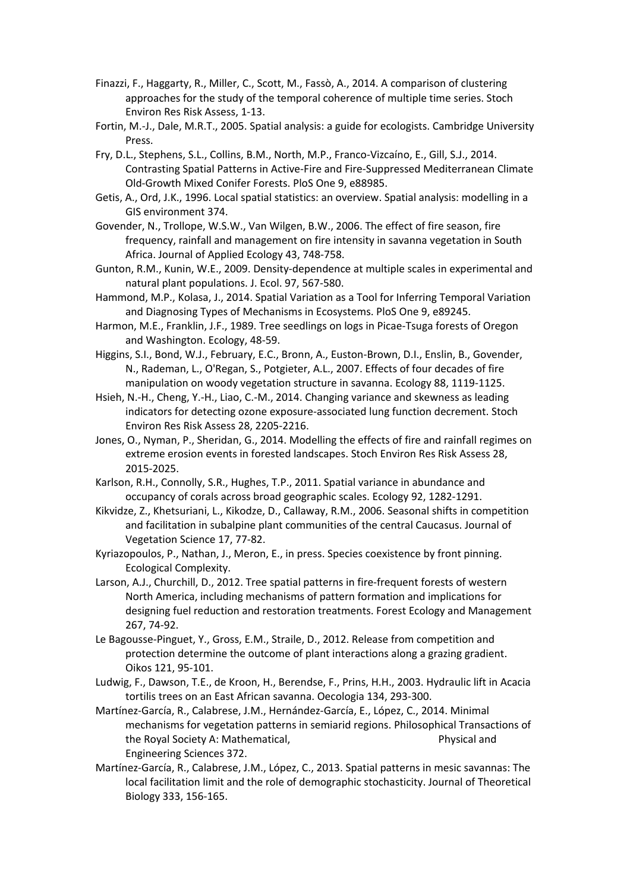Finazzi, F., Haggarty, R., Miller, C., Scott, M., Fassò, A., 2014. A comparison of clustering approaches for the study of the temporal coherence of multiple time series. Stoch Environ Res Risk Assess, 1-13.

Fortin, M.-J., Dale, M.R.T., 2005. Spatial analysis: a guide for ecologists. Cambridge University Press.

Fry, D.L., Stephens, S.L., Collins, B.M., North, M.P., Franco-Vizcaíno, E., Gill, S.J., 2014. Contrasting Spatial Patterns in Active-Fire and Fire-Suppressed Mediterranean Climate Old-Growth Mixed Conifer Forests. PloS One 9, e88985.

Getis, A., Ord, J.K., 1996. Local spatial statistics: an overview. Spatial analysis: modelling in a GIS environment 374.

Govender, N., Trollope, W.S.W., Van Wilgen, B.W., 2006. The effect of fire season, fire frequency, rainfall and management on fire intensity in savanna vegetation in South Africa. Journal of Applied Ecology 43, 748-758.

Gunton, R.M., Kunin, W.E., 2009. Density-dependence at multiple scales in experimental and natural plant populations. J. Ecol. 97, 567-580.

Hammond, M.P., Kolasa, J., 2014. Spatial Variation as a Tool for Inferring Temporal Variation and Diagnosing Types of Mechanisms in Ecosystems. PloS One 9, e89245.

Harmon, M.E., Franklin, J.F., 1989. Tree seedlings on logs in Picae-Tsuga forests of Oregon and Washington. Ecology, 48-59.

Higgins, S.I., Bond, W.J., February, E.C., Bronn, A., Euston-Brown, D.I., Enslin, B., Govender, N., Rademan, L., O'Regan, S., Potgieter, A.L., 2007. Effects of four decades of fire manipulation on woody vegetation structure in savanna. Ecology 88, 1119-1125.

Hsieh, N.-H., Cheng, Y.-H., Liao, C.-M., 2014. Changing variance and skewness as leading indicators for detecting ozone exposure-associated lung function decrement. Stoch Environ Res Risk Assess 28, 2205-2216.

Jones, O., Nyman, P., Sheridan, G., 2014. Modelling the effects of fire and rainfall regimes on extreme erosion events in forested landscapes. Stoch Environ Res Risk Assess 28, 2015-2025.

Karlson, R.H., Connolly, S.R., Hughes, T.P., 2011. Spatial variance in abundance and occupancy of corals across broad geographic scales. Ecology 92, 1282-1291.

Kikvidze, Z., Khetsuriani, L., Kikodze, D., Callaway, R.M., 2006. Seasonal shifts in competition and facilitation in subalpine plant communities of the central Caucasus. Journal of Vegetation Science 17, 77-82.

Kyriazopoulos, P., Nathan, J., Meron, E., in press. Species coexistence by front pinning. Ecological Complexity.

Larson, A.J., Churchill, D., 2012. Tree spatial patterns in fire-frequent forests of western North America, including mechanisms of pattern formation and implications for designing fuel reduction and restoration treatments. Forest Ecology and Management 267, 74-92.

Le Bagousse-Pinguet, Y., Gross, E.M., Straile, D., 2012. Release from competition and protection determine the outcome of plant interactions along a grazing gradient. Oikos 121, 95-101.

Ludwig, F., Dawson, T.E., de Kroon, H., Berendse, F., Prins, H.H., 2003. Hydraulic lift in Acacia tortilis trees on an East African savanna. Oecologia 134, 293-300.

Martínez-García, R., Calabrese, J.M., Hernández-García, E., López, C., 2014. Minimal mechanisms for vegetation patterns in semiarid regions. Philosophical Transactions of the Royal Society A: Mathematical, Physical and Engineering Sciences 372.

Martínez-García, R., Calabrese, J.M., López, C., 2013. Spatial patterns in mesic savannas: The local facilitation limit and the role of demographic stochasticity. Journal of Theoretical Biology 333, 156-165.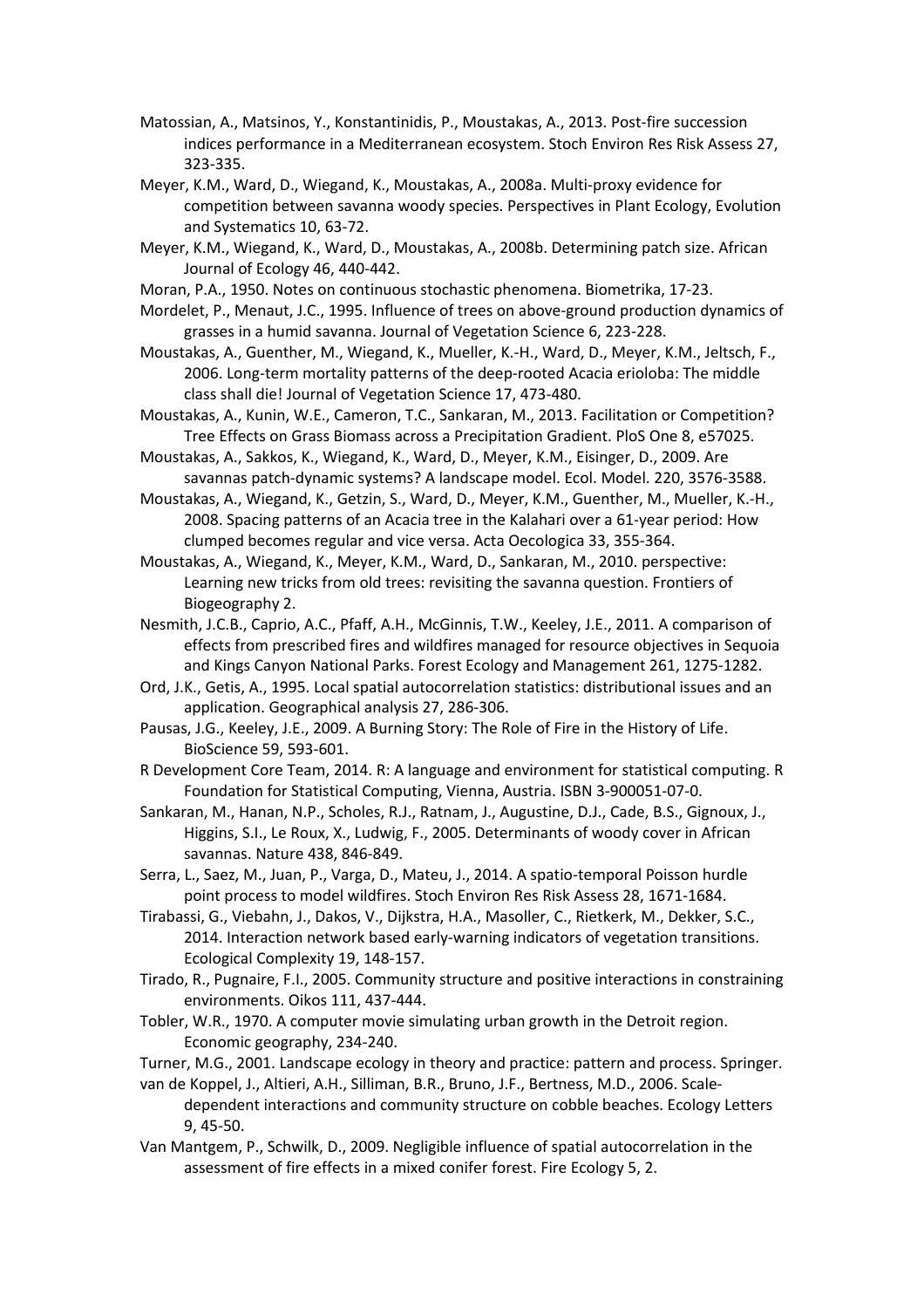Matossian, A., Matsinos, Y., Konstantinidis, P., Moustakas, A., 2013. Post-fire succession indices performance in a Mediterranean ecosystem. Stoch Environ Res Risk Assess 27, 323-335.

Meyer, K.M., Ward, D., Wiegand, K., Moustakas, A., 2008a. Multi-proxy evidence for competition between savanna woody species. Perspectives in Plant Ecology, Evolution and Systematics 10, 63-72.

Meyer, K.M., Wiegand, K., Ward, D., Moustakas, A., 2008b. Determining patch size. African Journal of Ecology 46, 440-442.

Moran, P.A., 1950. Notes on continuous stochastic phenomena. Biometrika, 17-23.

Mordelet, P., Menaut, J.C., 1995. Influence of trees on above-ground production dynamics of grasses in a humid savanna. Journal of Vegetation Science 6, 223-228.

Moustakas, A., Guenther, M., Wiegand, K., Mueller, K.-H., Ward, D., Meyer, K.M., Jeltsch, F., 2006. Long-term mortality patterns of the deep-rooted Acacia erioloba: The middle class shall die! Journal of Vegetation Science 17, 473-480.

Moustakas, A., Kunin, W.E., Cameron, T.C., Sankaran, M., 2013. Facilitation or Competition? Tree Effects on Grass Biomass across a Precipitation Gradient. PloS One 8, e57025.

Moustakas, A., Sakkos, K., Wiegand, K., Ward, D., Meyer, K.M., Eisinger, D., 2009. Are savannas patch-dynamic systems? A landscape model. Ecol. Model. 220, 3576-3588.

Moustakas, A., Wiegand, K., Getzin, S., Ward, D., Meyer, K.M., Guenther, M., Mueller, K.-H., 2008. Spacing patterns of an Acacia tree in the Kalahari over a 61-year period: How clumped becomes regular and vice versa. Acta Oecologica 33, 355-364.

Moustakas, A., Wiegand, K., Meyer, K.M., Ward, D., Sankaran, M., 2010. perspective: Learning new tricks from old trees: revisiting the savanna question. Frontiers of Biogeography 2.

Nesmith, J.C.B., Caprio, A.C., Pfaff, A.H., McGinnis, T.W., Keeley, J.E., 2011. A comparison of effects from prescribed fires and wildfires managed for resource objectives in Sequoia and Kings Canyon National Parks. Forest Ecology and Management 261, 1275-1282.

Ord, J.K., Getis, A., 1995. Local spatial autocorrelation statistics: distributional issues and an application. Geographical analysis 27, 286-306.

Pausas, J.G., Keeley, J.E., 2009. A Burning Story: The Role of Fire in the History of Life. BioScience 59, 593-601.

R Development Core Team, 2014. R: A language and environment for statistical computing. R Foundation for Statistical Computing, Vienna, Austria. ISBN 3-900051-07-0.

Sankaran, M., Hanan, N.P., Scholes, R.J., Ratnam, J., Augustine, D.J., Cade, B.S., Gignoux, J., Higgins, S.I., Le Roux, X., Ludwig, F., 2005. Determinants of woody cover in African savannas. Nature 438, 846-849.

Serra, L., Saez, M., Juan, P., Varga, D., Mateu, J., 2014. A spatio-temporal Poisson hurdle point process to model wildfires. Stoch Environ Res Risk Assess 28, 1671-1684.

Tirabassi, G., Viebahn, J., Dakos, V., Dijkstra, H.A., Masoller, C., Rietkerk, M., Dekker, S.C., 2014. Interaction network based early-warning indicators of vegetation transitions. Ecological Complexity 19, 148-157.

Tirado, R., Pugnaire, F.I., 2005. Community structure and positive interactions in constraining environments. Oikos 111, 437-444.

Tobler, W.R., 1970. A computer movie simulating urban growth in the Detroit region. Economic geography, 234-240.

Turner, M.G., 2001. Landscape ecology in theory and practice: pattern and process. Springer.

van de Koppel, J., Altieri, A.H., Silliman, B.R., Bruno, J.F., Bertness, M.D., 2006. Scale-dependent interactions and community structure on cobble beaches. Ecology Letters 9, 45-50.

Van Mantgem, P., Schwilk, D., 2009. Negligible influence of spatial autocorrelation in the assessment of fire effects in a mixed conifer forest. Fire Ecology 5, 2.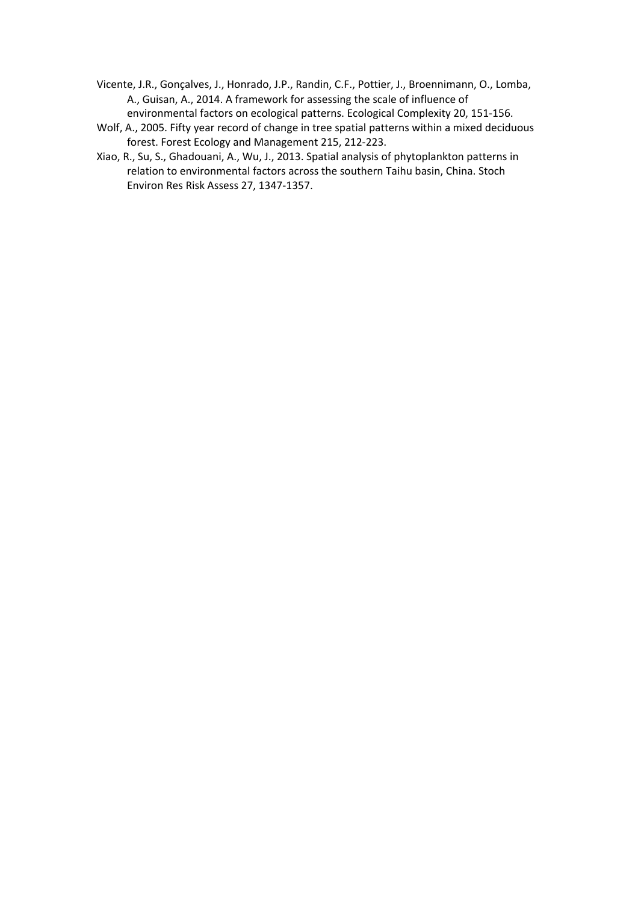Vicente, J.R., Gonçalves, J., Honrado, J.P., Randin, C.F., Pottier, J., Broennimann, O., Lomba, A., Guisan, A., 2014. A framework for assessing the scale of influence of environmental factors on ecological patterns. Ecological Complexity 20, 151-156.

Wolf, A., 2005. Fifty year record of change in tree spatial patterns within a mixed deciduous forest. Forest Ecology and Management 215, 212-223.

Xiao, R., Su, S., Ghadouani, A., Wu, J., 2013. Spatial analysis of phytoplankton patterns in relation to environmental factors across the southern Taihu basin, China. Stoch Environ Res Risk Assess 27, 1347-1357.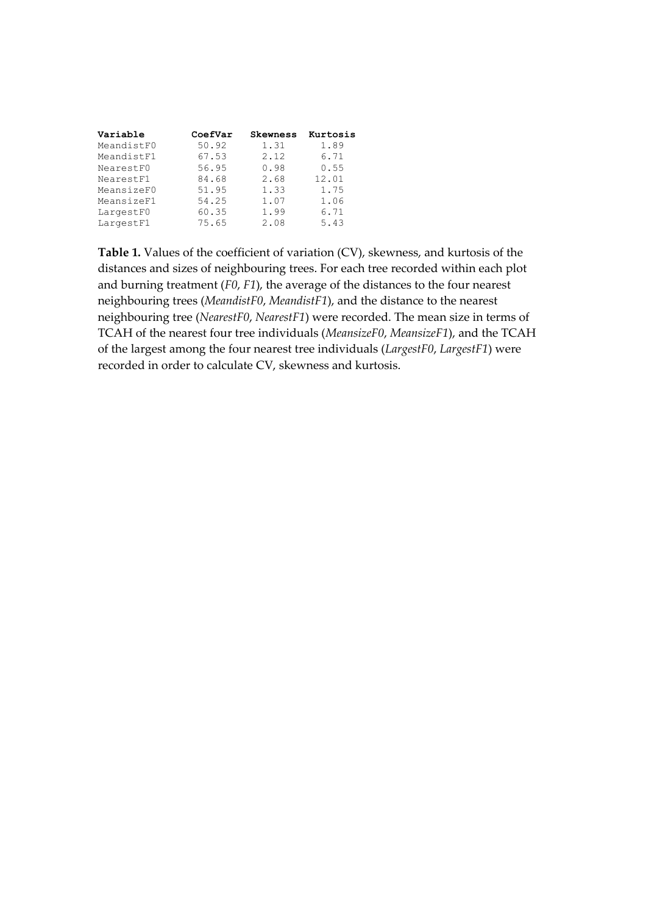| Variable | CoefVar | Skewness | Kurtosis |
| --- | --- | --- | --- |
| MeandistF0 | 50.92 | 1.31 | 1.89 |
| MeandistF1 | 67.53 | 2.12 | 6.71 |
| NearestF0 | 56.95 | 0.98 | 0.55 |
| NearestF1 | 84.68 | 2.68 | 12.01 |
| MeansizeF0 | 51.95 | 1.33 | 1.75 |
| MeansizeF1 | 54.25 | 1.07 | 1.06 |
| LargestF0 | 60.35 | 1.99 | 6.71 |
| LargestF1 | 75.65 | 2.08 | 5.43 |

**Table 1.** Values of the coefficient of variation (CV), skewness, and kurtosis of the distances and sizes of neighbouring trees. For each tree recorded within each plot and burning treatment (*F0*, *F1*), the average of the distances to the four nearest neighbouring trees (*MeandistF0*, *MeandistF1*), and the distance to the nearest neighbouring tree (*NearestF0*, *NearestF1*) were recorded. The mean size in terms of TCAH of the nearest four tree individuals (*MeansizeF0*, *MeansizeF1*), and the TCAH of the largest among the four nearest tree individuals (*LargestF0*, *LargestF1*) were recorded in order to calculate CV, skewness and kurtosis.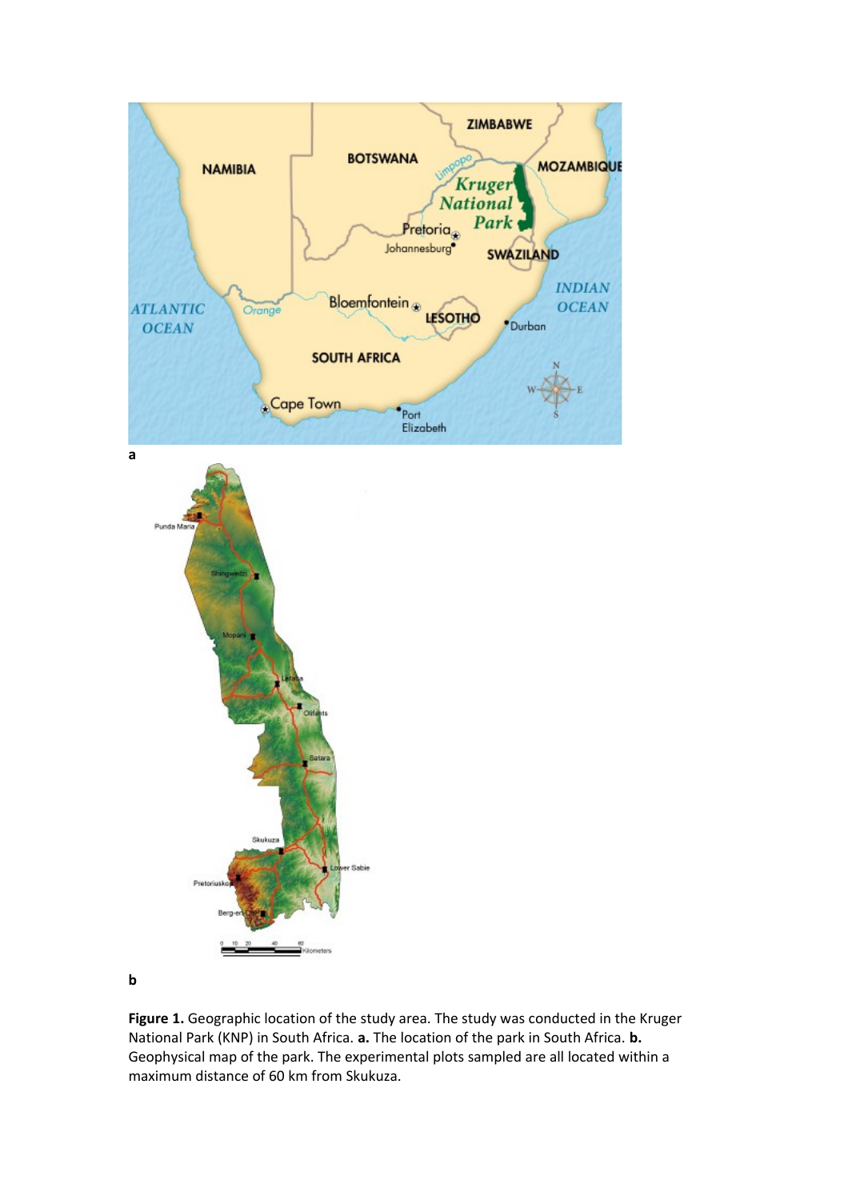**Figure 1.** Geographic location of the study area. The study was conducted in the Kruger National Park (KNP) in South Africa. **a.** The location of the park in South Africa. **b.** Geophysical map of the park. The experimental plots sampled are all located within a maximum distance of 60 km from Skukuza.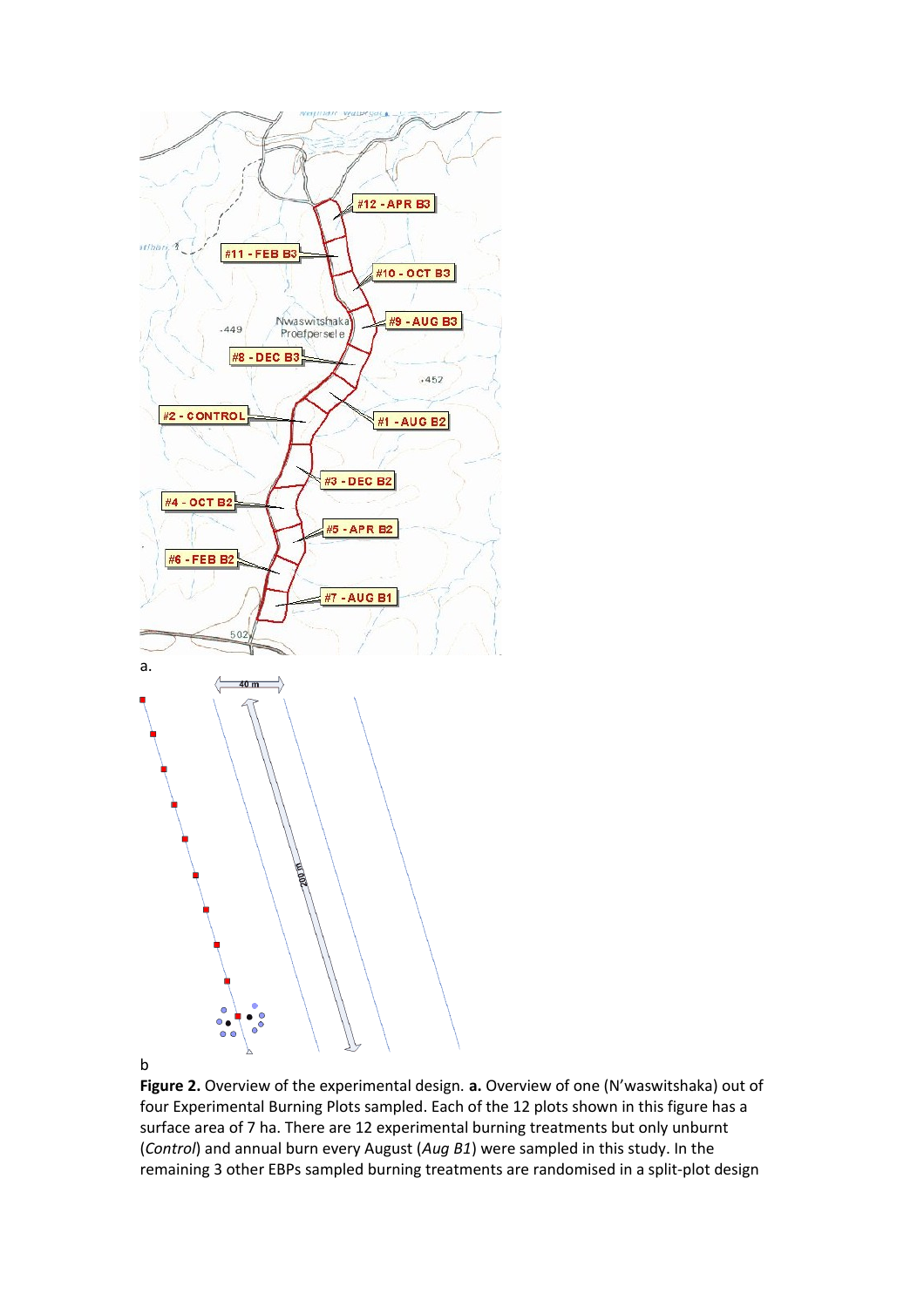**Figure 2.** Overview of the experimental design. **a.** Overview of one (N'waswitshaka) out of four Experimental Burning Plots sampled. Each of the 12 plots shown in this figure has a surface area of 7 ha. There are 12 experimental burning treatments but only unburnt (*Control*) and annual burn every August (*Aug B1*) were sampled in this study. In the remaining 3 other EBPs sampled burning treatments are randomised in a split-plot design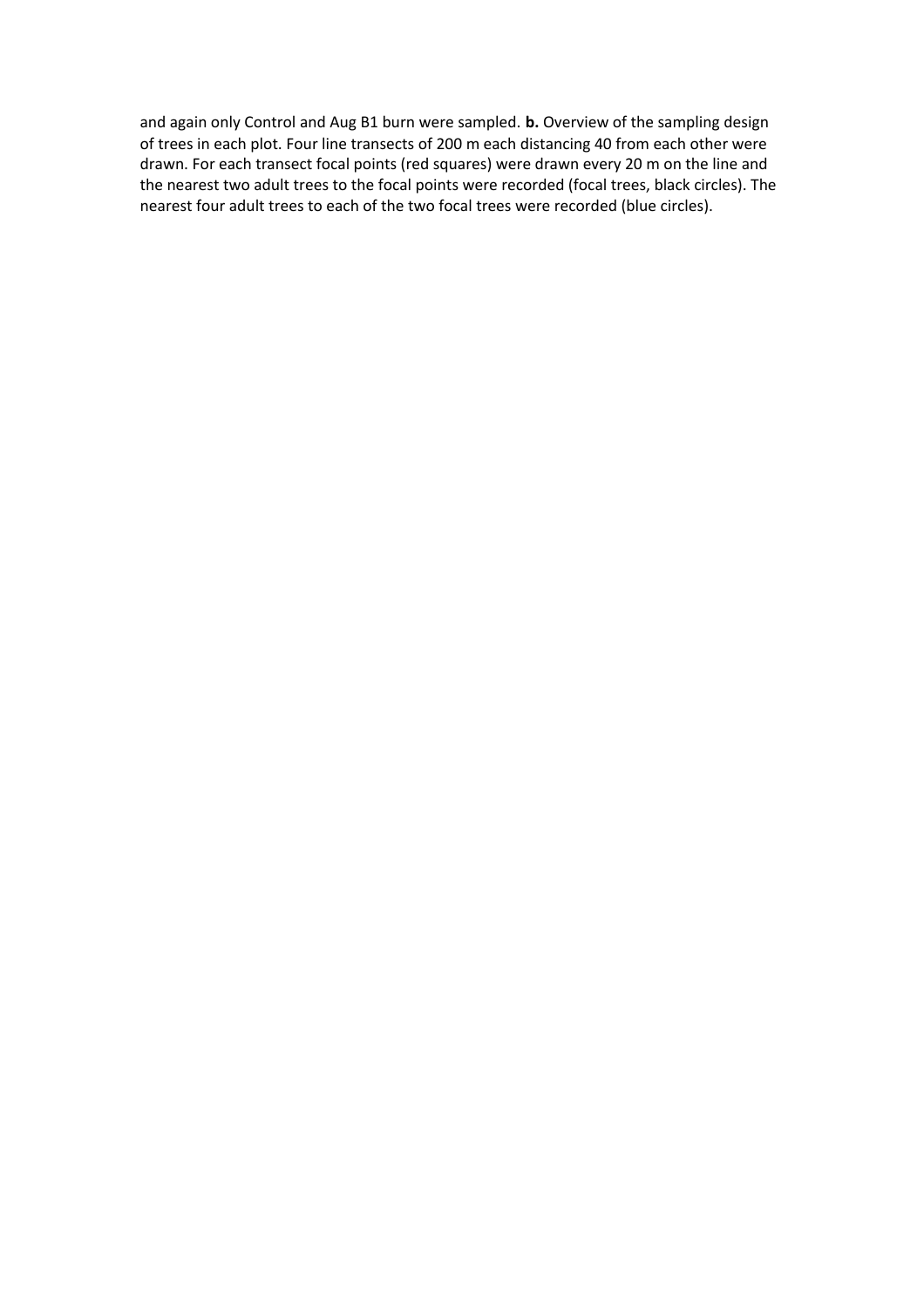and again only Control and Aug B1 burn were sampled. **b.** Overview of the sampling design of trees in each plot. Four line transects of 200 m each distancing 40 from each other were drawn. For each transect focal points (red squares) were drawn every 20 m on the line and the nearest two adult trees to the focal points were recorded (focal trees, black circles). The nearest four adult trees to each of the two focal trees were recorded (blue circles).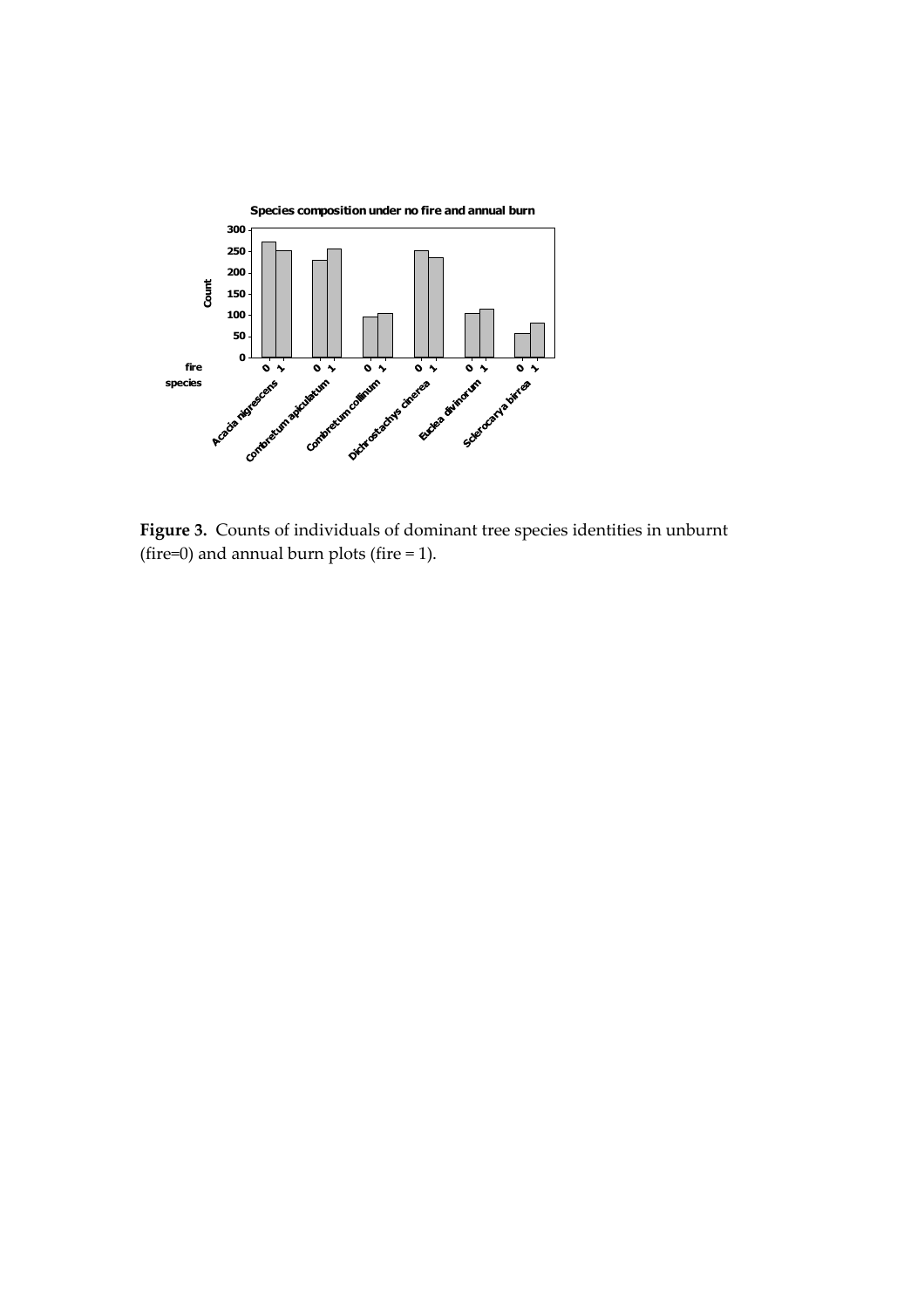**Figure 3.** Counts of individuals of dominant tree species identities in unburnt (fire=0) and annual burn plots (fire = 1).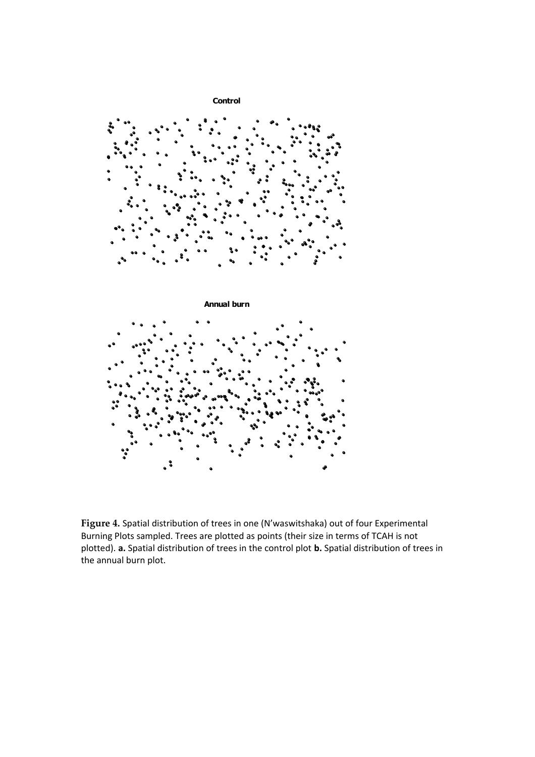**Control**

**Annual burn**

**Figure 4.** Spatial distribution of trees in one (N'waswitshaka) out of four Experimental Burning Plots sampled. Trees are plotted as points (their size in terms of TCAH is not plotted). **a.** Spatial distribution of trees in the control plot **b.** Spatial distribution of trees in the annual burn plot.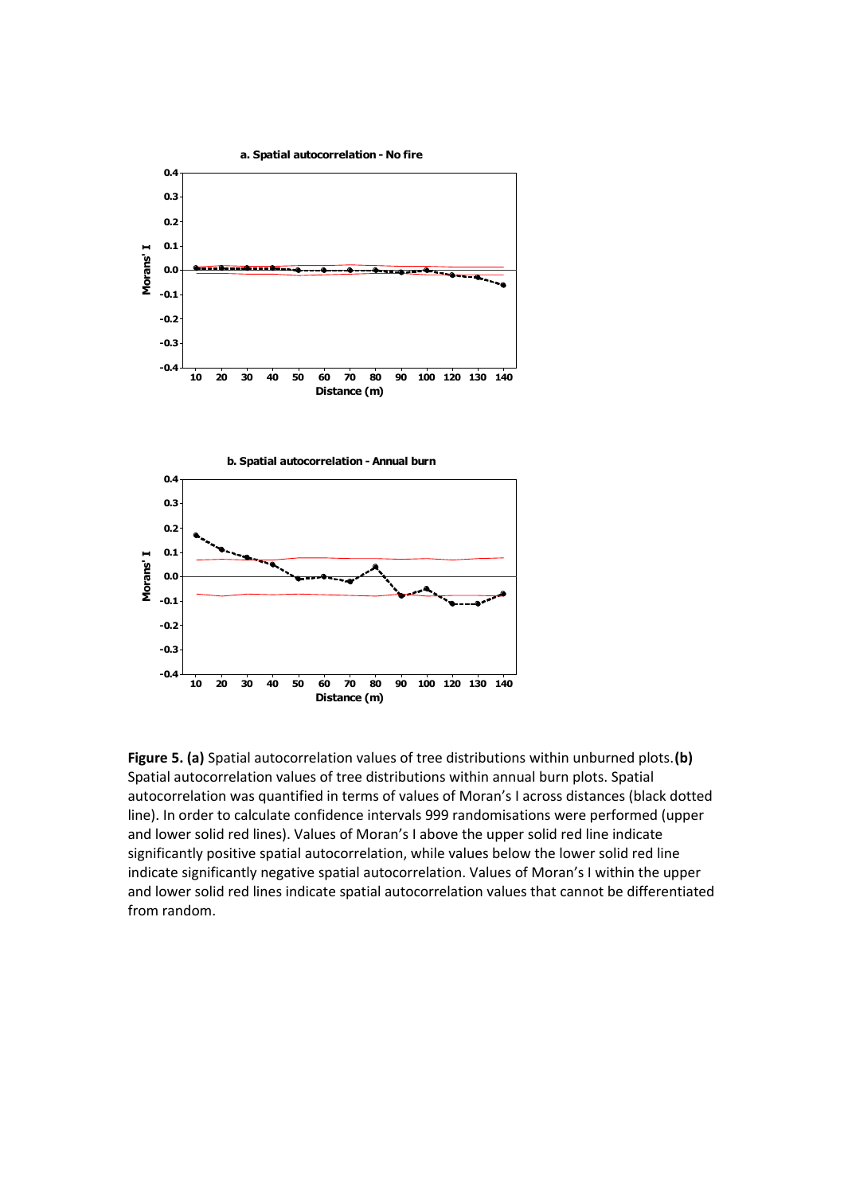**Figure 5. (a)** Spatial autocorrelation values of tree distributions within unburned plots. **(b)** Spatial autocorrelation values of tree distributions within annual burn plots. Spatial autocorrelation was quantified in terms of values of Moran's I across distances (black dotted line). In order to calculate confidence intervals 999 randomisations were performed (upper and lower solid red lines). Values of Moran's I above the upper solid red line indicate significantly positive spatial autocorrelation, while values below the lower solid red line indicate significantly negative spatial autocorrelation. Values of Moran's I within the upper and lower solid red lines indicate spatial autocorrelation values that cannot be differentiated from random.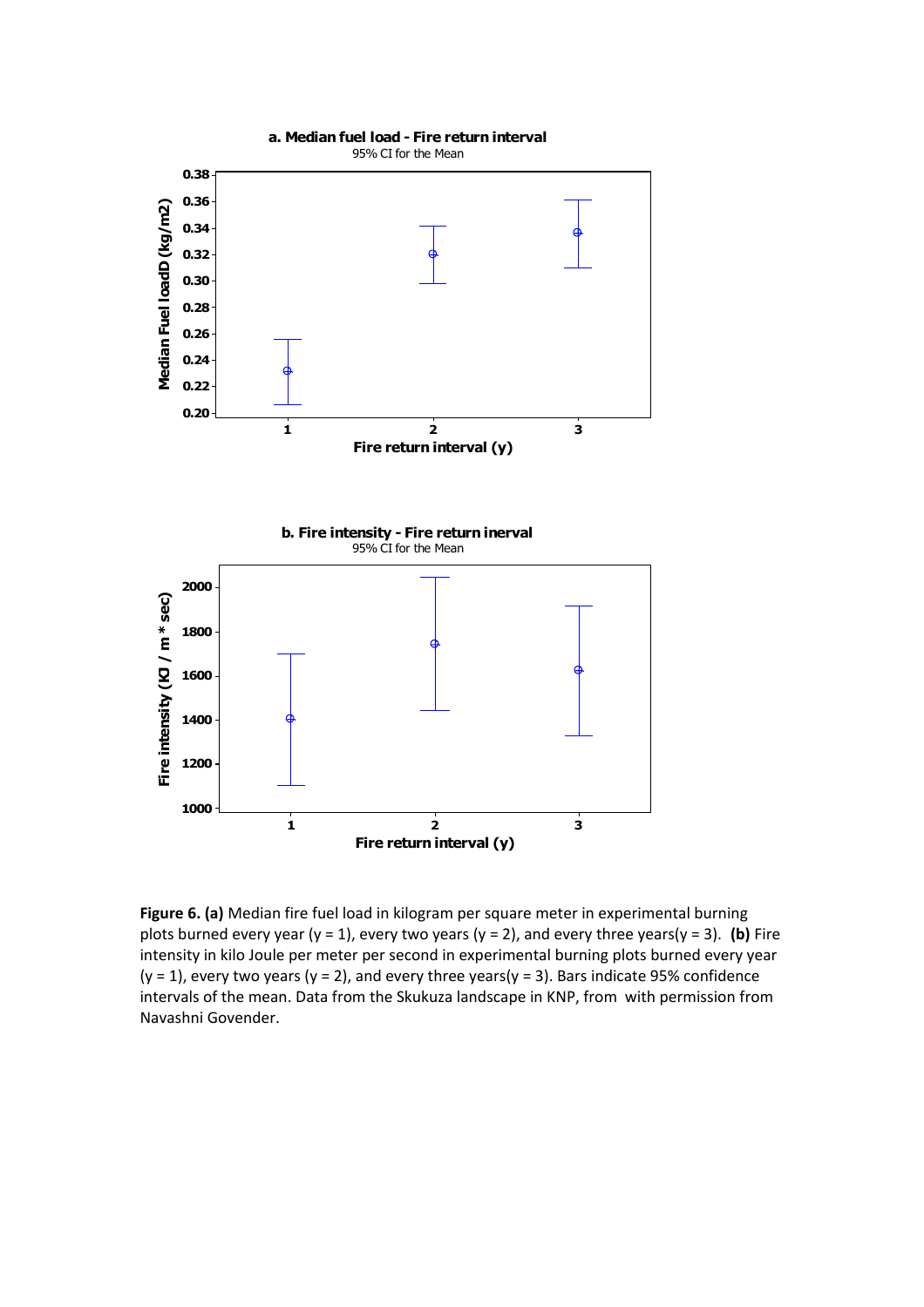a. Median fuel load - Fire return interval

95% CI for the Mean

Median Fuel loadD (kg/m2)

0.38
0.36
0.34
0.32
0.30
0.28
0.26
0.24
0.22
0.20

1
2
3

Fire return interval (y)

b. Fire intensity - Fire return inerval

95% CI for the Mean

Fire intensity (KJ / m * sec)

2000
1800
1600
1400
1200
1000

1
2
3

Fire return interval (y)

**Figure 6. (a)** Median fire fuel load in kilogram per square meter in experimental burning plots burned every year (y = 1), every two years (y = 2), and every three years(y = 3). **(b)** Fire intensity in kilo Joule per meter per second in experimental burning plots burned every year (y = 1), every two years (y = 2), and every three years(y = 3). Bars indicate 95% confidence intervals of the mean. Data from the Skukuza landscape in KNP, from with permission from Navashni Govender.